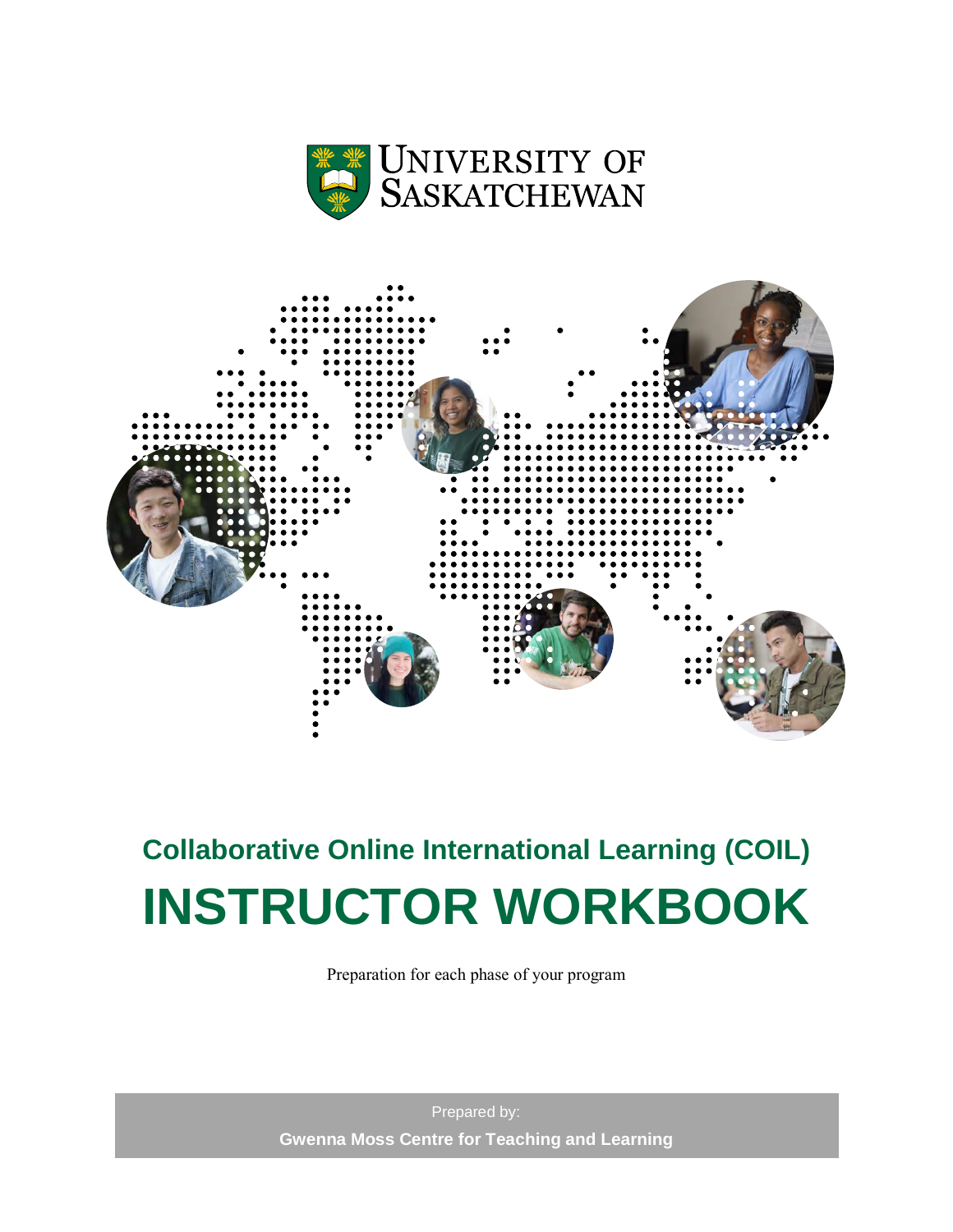UNIVERSITY OF SASKATCHEWAN

## Collaborative Online International Learning (COIL)

# INSTRUCTOR WORKBOOK

Preparation for each phase of your program

Prepared by:

**Gwenna Moss Centre for Teaching and Learning**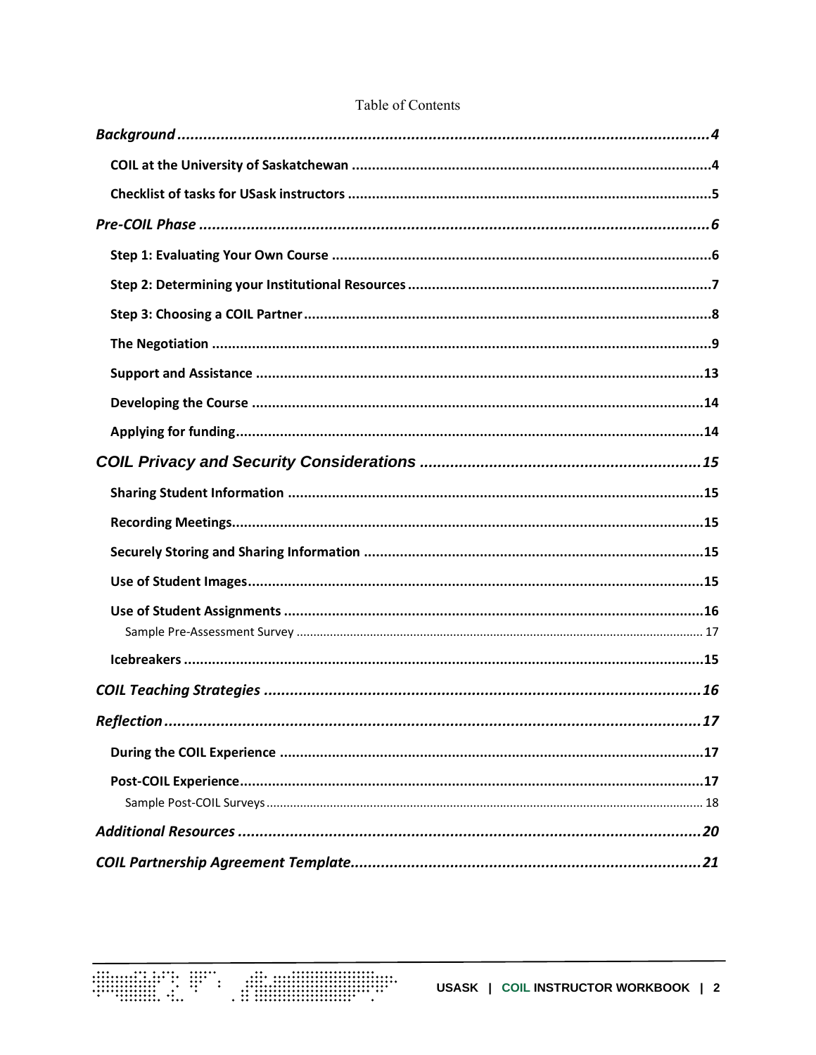Table of Contents

- *Background* ..... 4
  - COIL at the University of Saskatchewan ..... 4
  - Checklist of tasks for USask instructors ..... 5
- *Pre-COIL Phase* ..... 6
  - Step 1: Evaluating Your Own Course ..... 6
  - Step 2: Determining your Institutional Resources ..... 7
  - Step 3: Choosing a COIL Partner ..... 8
  - The Negotiation ..... 9
  - Support and Assistance ..... 13
  - Developing the Course ..... 14
  - Applying for funding ..... 14
- *COIL Privacy and Security Considerations* ..... 15
  - Sharing Student Information ..... 15
  - Recording Meetings ..... 15
  - Securely Storing and Sharing Information ..... 15
  - Use of Student Images ..... 15
  - Use of Student Assignments ..... 16
    - Sample Pre-Assessment Survey ..... 17
  - Icebreakers ..... 15
- *COIL Teaching Strategies* ..... 16
- *Reflection* ..... 17
  - During the COIL Experience ..... 17
  - Post-COIL Experience ..... 17
    - Sample Post-COIL Surveys ..... 18
- *Additional Resources* ..... 20
- *COIL Partnership Agreement Template* ..... 21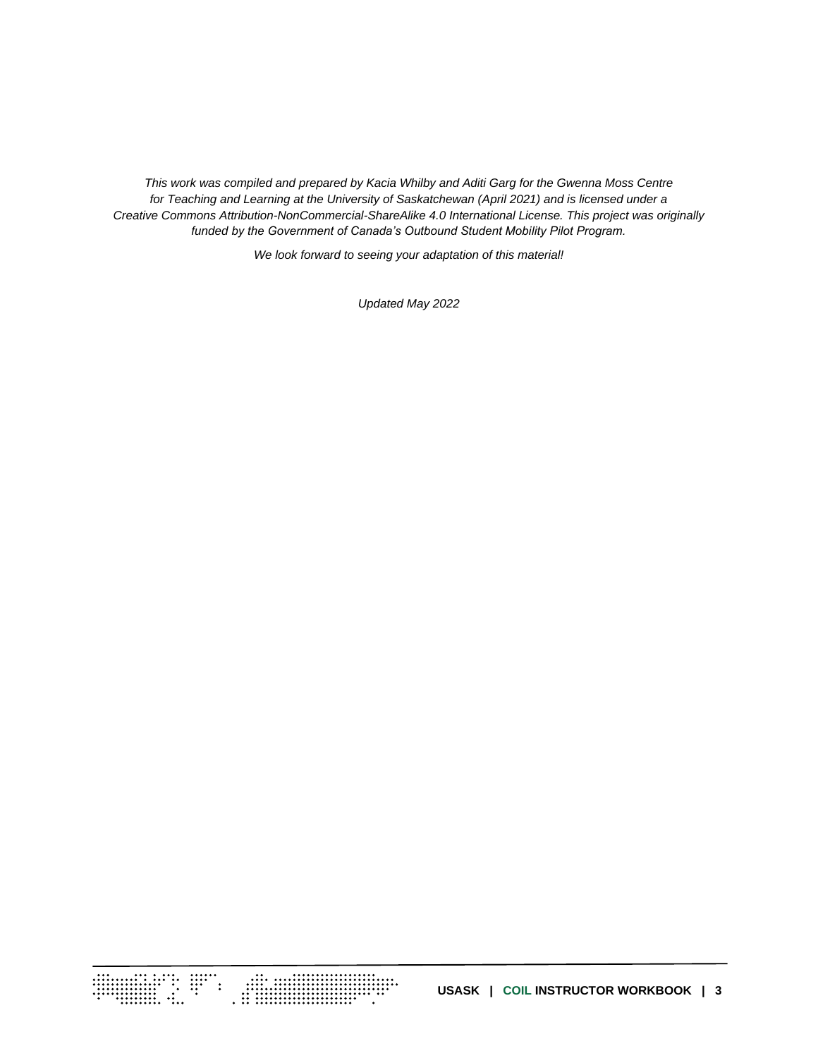*This work was compiled and prepared by Kacia Whilby and Aditi Garg for the Gwenna Moss Centre for Teaching and Learning at the University of Saskatchewan (April 2021) and is licensed under a Creative Commons Attribution-NonCommercial-ShareAlike 4.0 International License. This project was originally funded by the Government of Canada's Outbound Student Mobility Pilot Program.*

*We look forward to seeing your adaptation of this material!*

*Updated May 2022*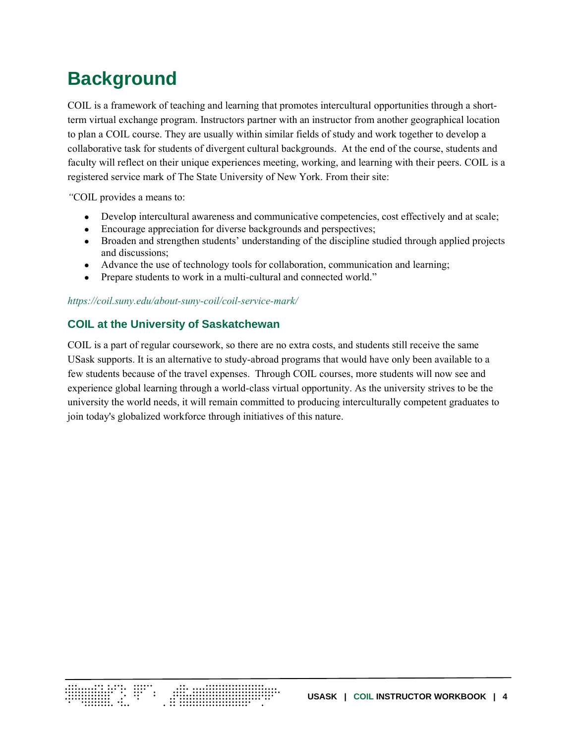# Background

COIL is a framework of teaching and learning that promotes intercultural opportunities through a short-term virtual exchange program. Instructors partner with an instructor from another geographical location to plan a COIL course. They are usually within similar fields of study and work together to develop a collaborative task for students of divergent cultural backgrounds. At the end of the course, students and faculty will reflect on their unique experiences meeting, working, and learning with their peers. COIL is a registered service mark of The State University of New York. From their site:

"COIL provides a means to:

- Develop intercultural awareness and communicative competencies, cost effectively and at scale;
- Encourage appreciation for diverse backgrounds and perspectives;
- Broaden and strengthen students' understanding of the discipline studied through applied projects and discussions;
- Advance the use of technology tools for collaboration, communication and learning;
- Prepare students to work in a multi-cultural and connected world."

*https://coil.suny.edu/about-suny-coil/coil-service-mark/*

## COIL at the University of Saskatchewan

COIL is a part of regular coursework, so there are no extra costs, and students still receive the same USask supports. It is an alternative to study-abroad programs that would have only been available to a few students because of the travel expenses. Through COIL courses, more students will now see and experience global learning through a world-class virtual opportunity. As the university strives to be the university the world needs, it will remain committed to producing interculturally competent graduates to join today's globalized workforce through initiatives of this nature.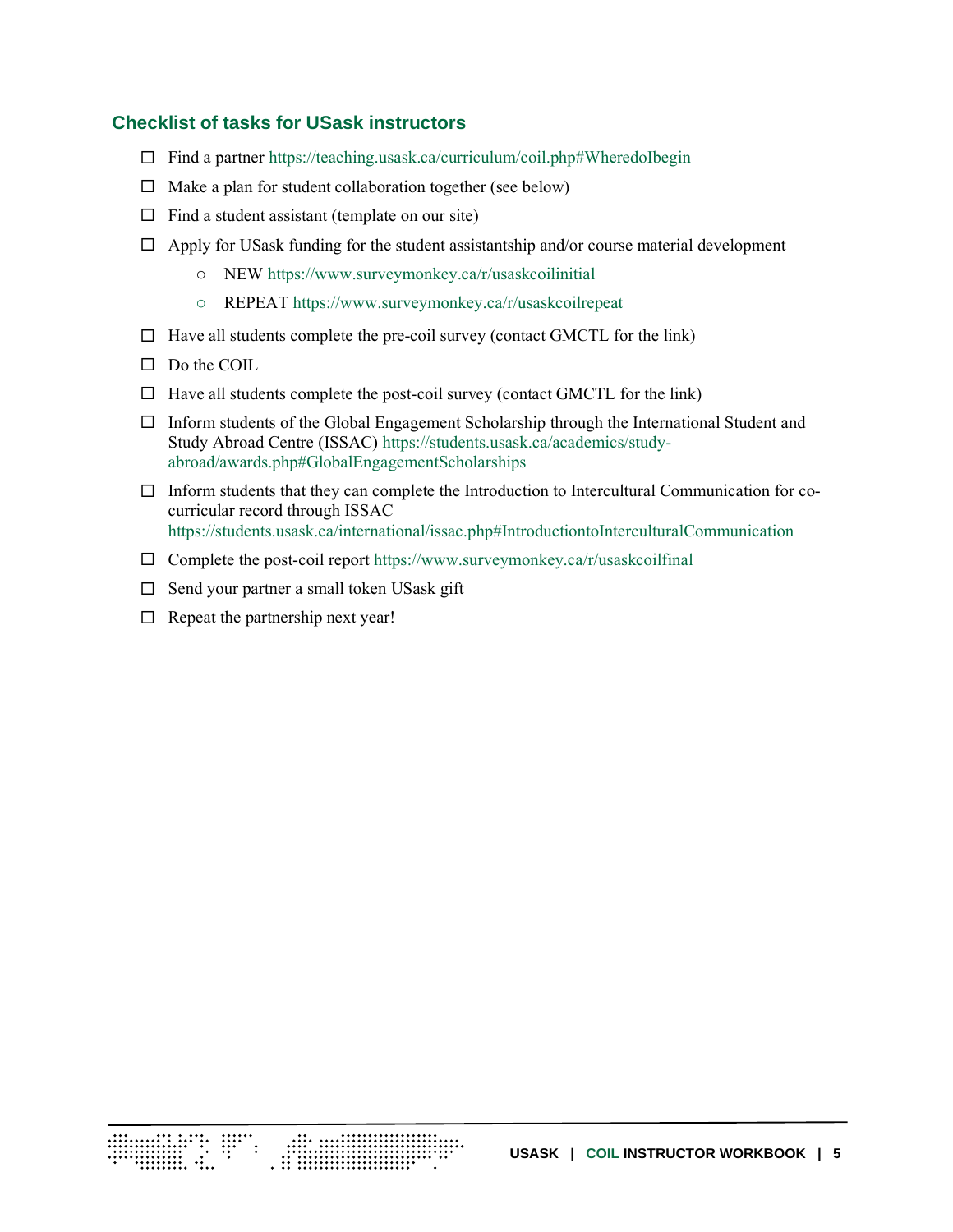### Checklist of tasks for USask instructors

- ☐ Find a partner https://teaching.usask.ca/curriculum/coil.php#WheredoIbegin
- ☐ Make a plan for student collaboration together (see below)
- ☐ Find a student assistant (template on our site)
- ☐ Apply for USask funding for the student assistantship and/or course material development
  - NEW https://www.surveymonkey.ca/r/usaskcoilinitial
  - REPEAT https://www.surveymonkey.ca/r/usaskcoilrepeat
- ☐ Have all students complete the pre-coil survey (contact GMCTL for the link)
- ☐ Do the COIL
- ☐ Have all students complete the post-coil survey (contact GMCTL for the link)
- ☐ Inform students of the Global Engagement Scholarship through the International Student and Study Abroad Centre (ISSAC) https://students.usask.ca/academics/study-abroad/awards.php#GlobalEngagementScholarships
- ☐ Inform students that they can complete the Introduction to Intercultural Communication for co-curricular record through ISSAC https://students.usask.ca/international/issac.php#IntroductiontoInterculturalCommunication
- ☐ Complete the post-coil report https://www.surveymonkey.ca/r/usaskcoilfinal
- ☐ Send your partner a small token USask gift
- ☐ Repeat the partnership next year!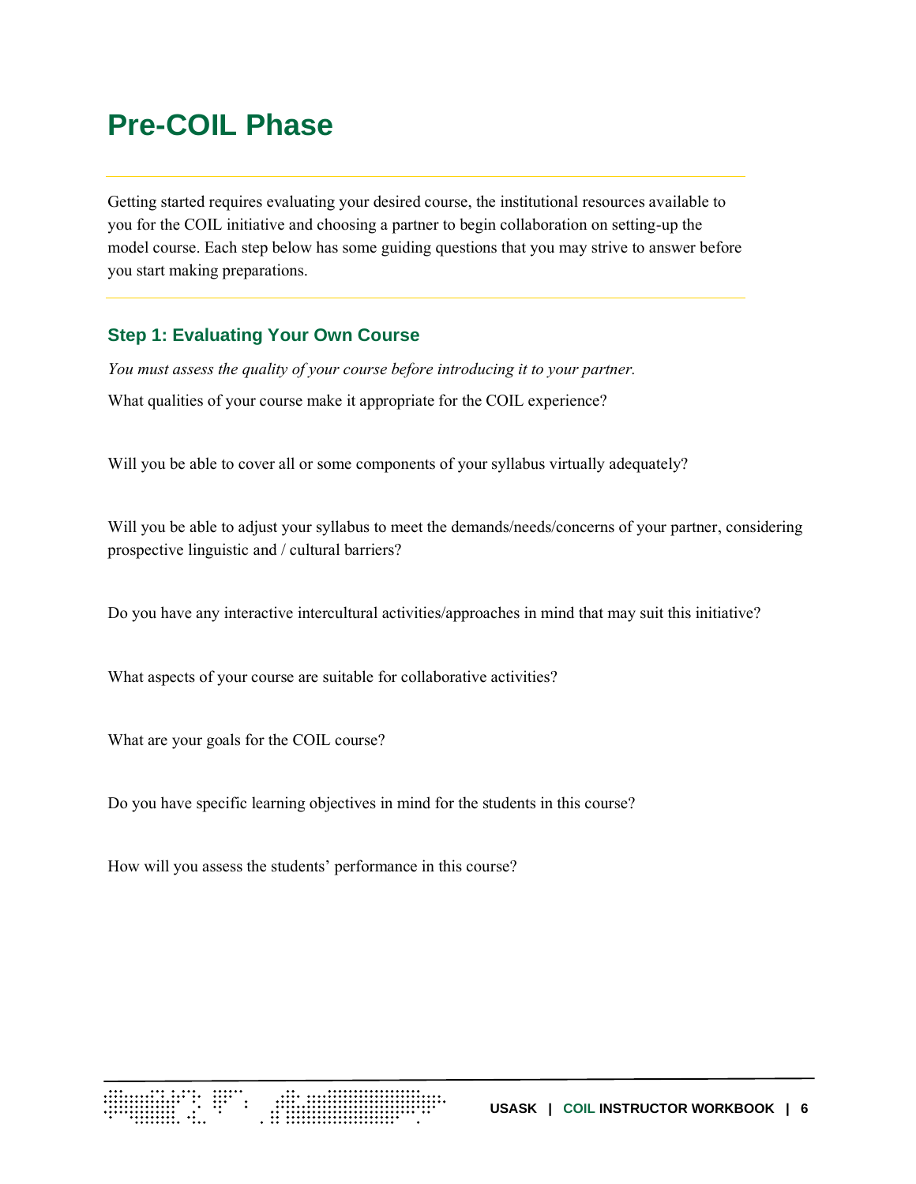# Pre-COIL Phase

Getting started requires evaluating your desired course, the institutional resources available to you for the COIL initiative and choosing a partner to begin collaboration on setting-up the model course. Each step below has some guiding questions that you may strive to answer before you start making preparations.

## Step 1: Evaluating Your Own Course

*You must assess the quality of your course before introducing it to your partner.*

What qualities of your course make it appropriate for the COIL experience?

Will you be able to cover all or some components of your syllabus virtually adequately?

Will you be able to adjust your syllabus to meet the demands/needs/concerns of your partner, considering prospective linguistic and / cultural barriers?

Do you have any interactive intercultural activities/approaches in mind that may suit this initiative?

What aspects of your course are suitable for collaborative activities?

What are your goals for the COIL course?

Do you have specific learning objectives in mind for the students in this course?

How will you assess the students' performance in this course?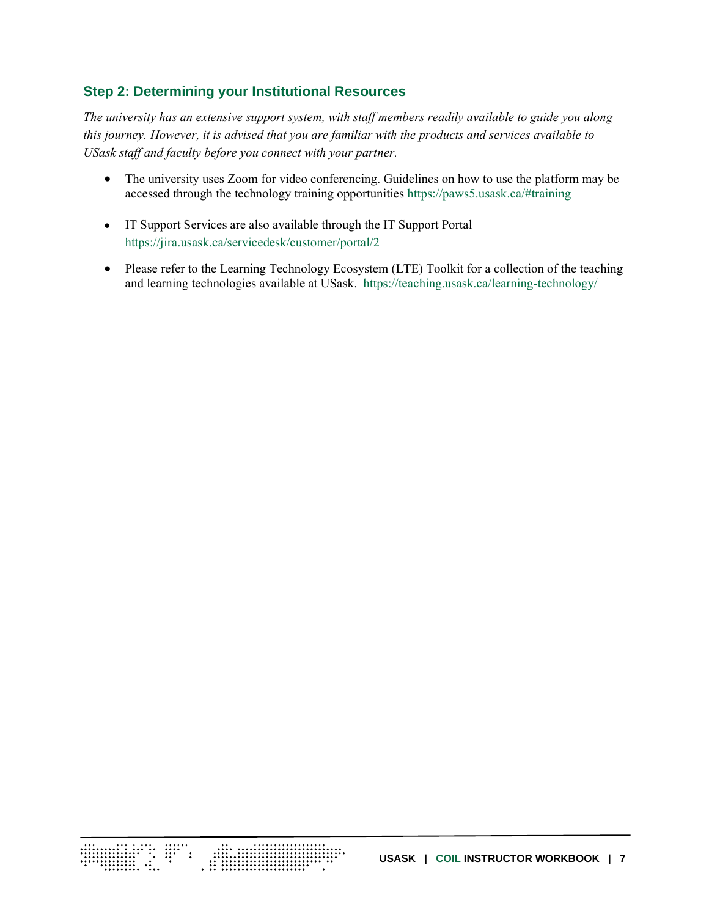## Step 2: Determining your Institutional Resources

*The university has an extensive support system, with staff members readily available to guide you along this journey. However, it is advised that you are familiar with the products and services available to USask staff and faculty before you connect with your partner.*

- The university uses Zoom for video conferencing. Guidelines on how to use the platform may be accessed through the technology training opportunities https://paws5.usask.ca/#training
- IT Support Services are also available through the IT Support Portal https://jira.usask.ca/servicedesk/customer/portal/2
- Please refer to the Learning Technology Ecosystem (LTE) Toolkit for a collection of the teaching and learning technologies available at USask. https://teaching.usask.ca/learning-technology/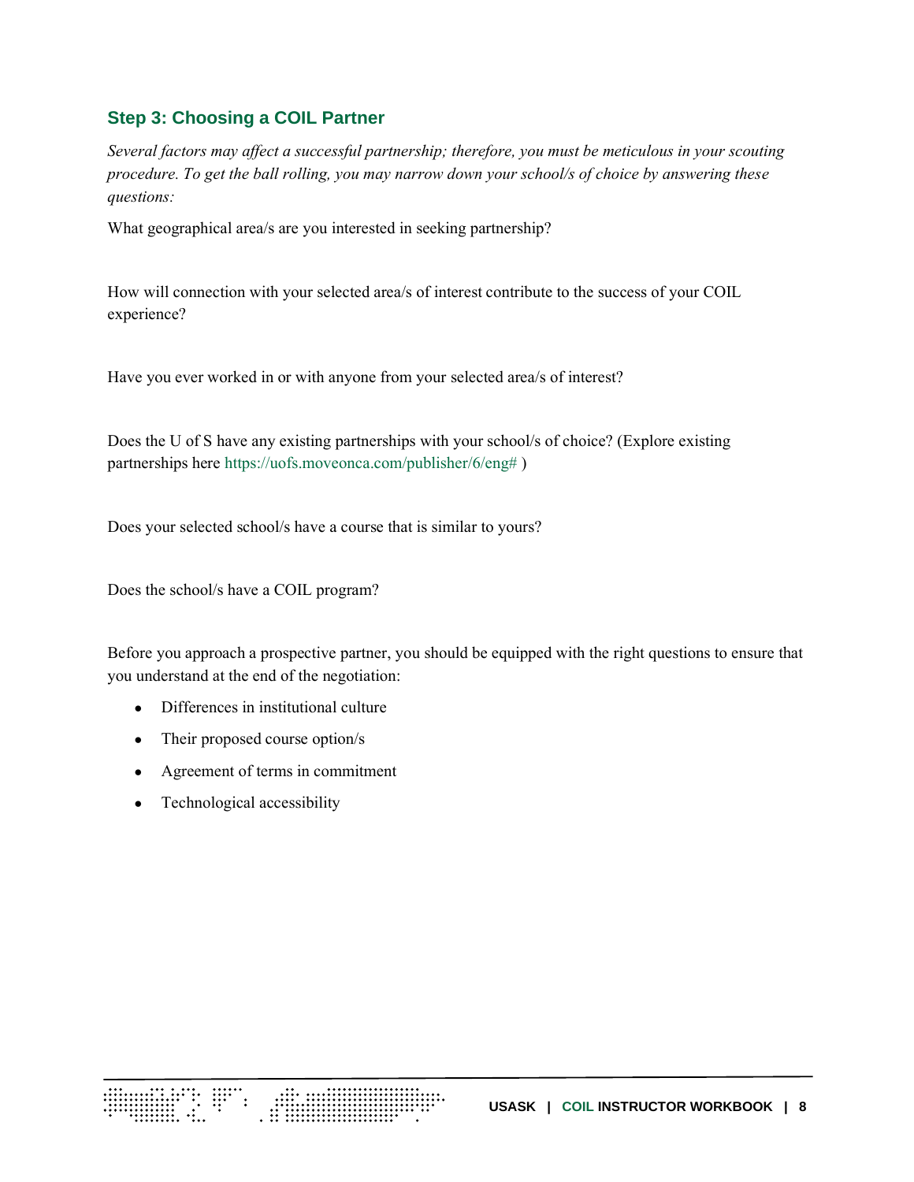### Step 3: Choosing a COIL Partner

*Several factors may affect a successful partnership; therefore, you must be meticulous in your scouting procedure. To get the ball rolling, you may narrow down your school/s of choice by answering these questions:*

What geographical area/s are you interested in seeking partnership?

How will connection with your selected area/s of interest contribute to the success of your COIL experience?

Have you ever worked in or with anyone from your selected area/s of interest?

Does the U of S have any existing partnerships with your school/s of choice? (Explore existing partnerships here https://uofs.moveonca.com/publisher/6/eng# )

Does your selected school/s have a course that is similar to yours?

Does the school/s have a COIL program?

Before you approach a prospective partner, you should be equipped with the right questions to ensure that you understand at the end of the negotiation:

- Differences in institutional culture
- Their proposed course option/s
- Agreement of terms in commitment
- Technological accessibility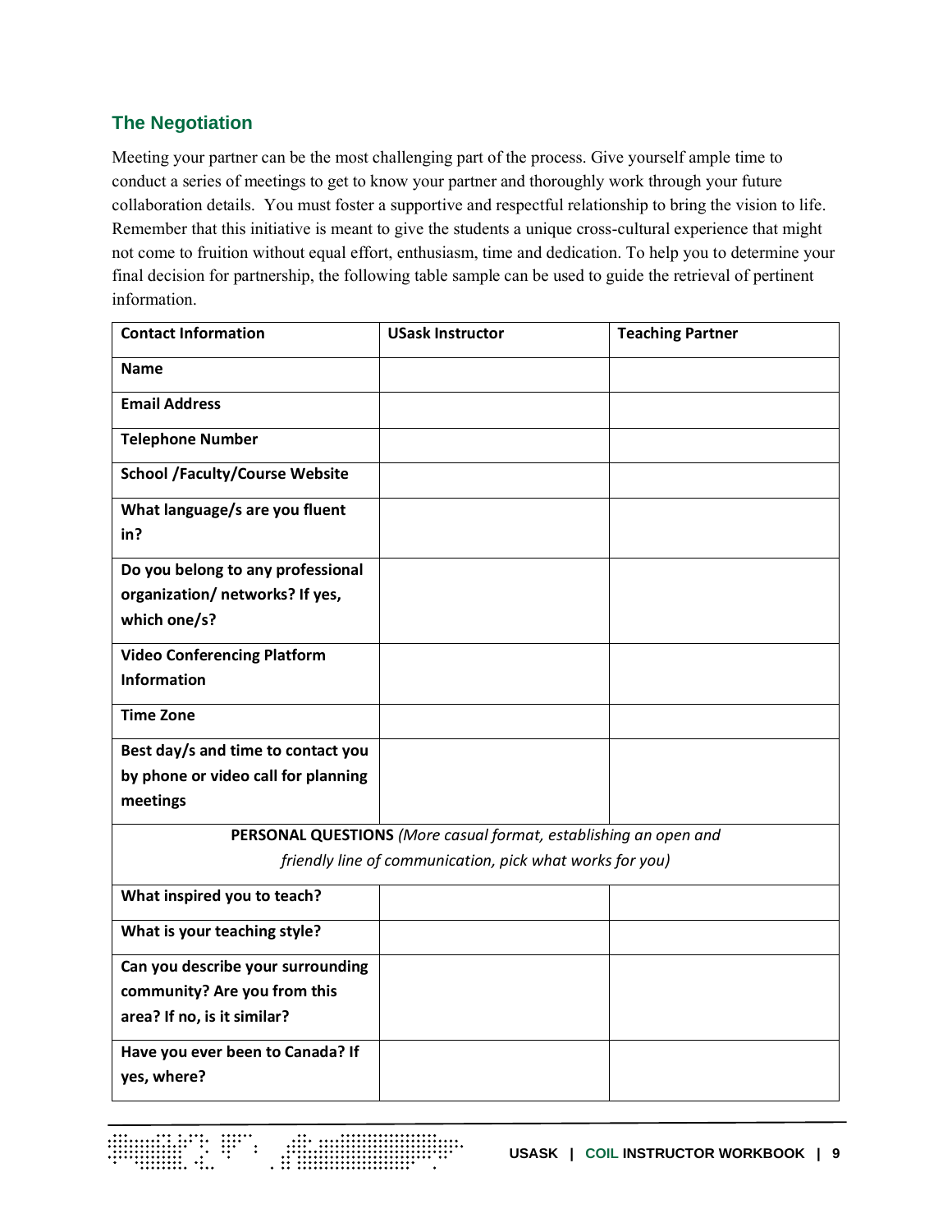## The Negotiation

Meeting your partner can be the most challenging part of the process. Give yourself ample time to conduct a series of meetings to get to know your partner and thoroughly work through your future collaboration details. You must foster a supportive and respectful relationship to bring the vision to life. Remember that this initiative is meant to give the students a unique cross-cultural experience that might not come to fruition without equal effort, enthusiasm, time and dedication. To help you to determine your final decision for partnership, the following table sample can be used to guide the retrieval of pertinent information.

| **Contact Information** | **USask Instructor** | **Teaching Partner** |
|---|---|---|
| **Name** | | |
| **Email Address** | | |
| **Telephone Number** | | |
| **School /Faculty/Course Website** | | |
| **What language/s are you fluent in?** | | |
| **Do you belong to any professional organization/ networks? If yes, which one/s?** | | |
| **Video Conferencing Platform Information** | | |
| **Time Zone** | | |
| **Best day/s and time to contact you by phone or video call for planning meetings** | | |
| **PERSONAL QUESTIONS** *(More casual format, establishing an open and friendly line of communication, pick what works for you)* | | |
| **What inspired you to teach?** | | |
| **What is your teaching style?** | | |
| **Can you describe your surrounding community? Are you from this area? If no, is it similar?** | | |
| **Have you ever been to Canada? If yes, where?** | | |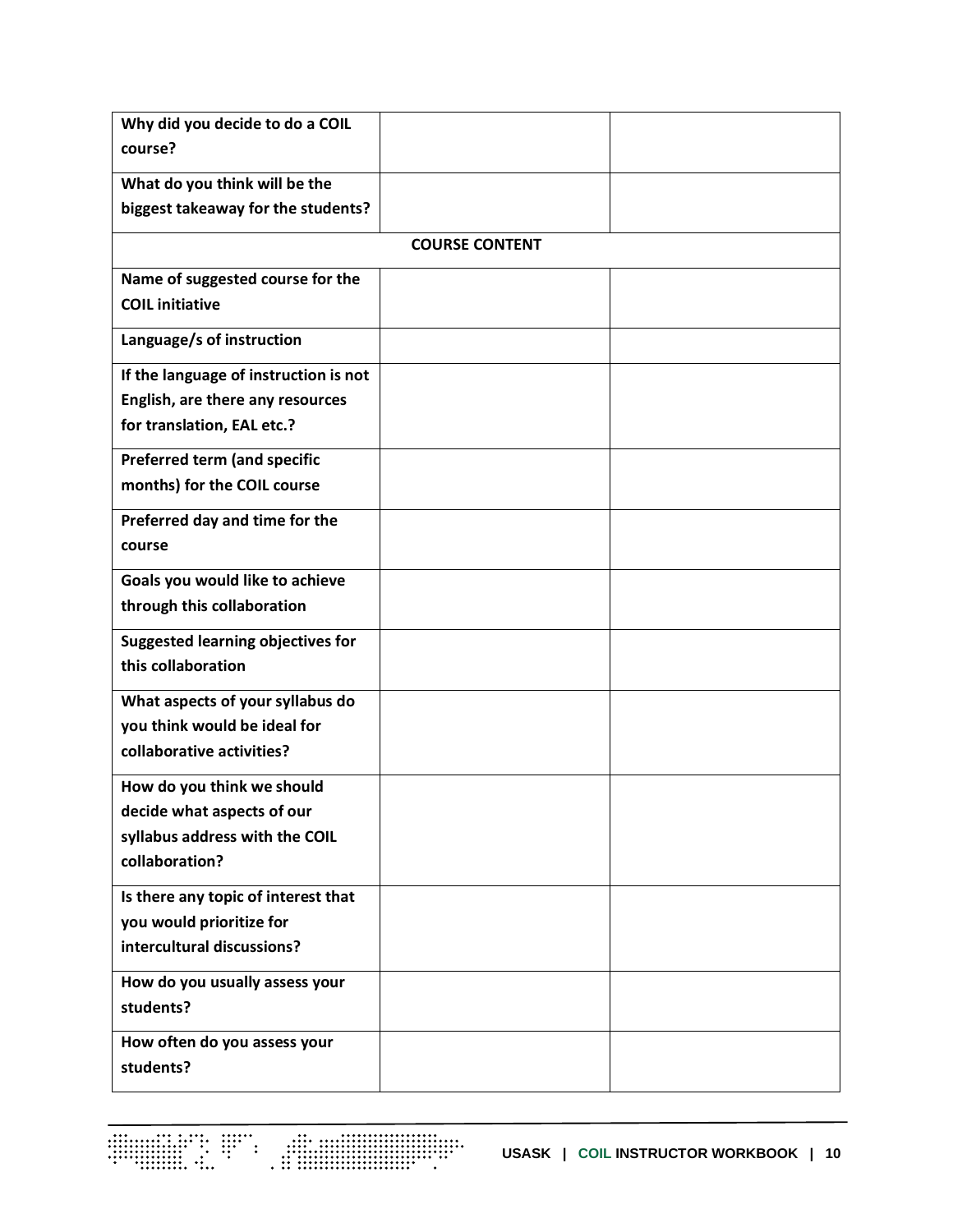| | | |
|---|---|---|
| **Why did you decide to do a COIL course?** | | |
| **What do you think will be the biggest takeaway for the students?** | | |
| **COURSE CONTENT** | | |
| **Name of suggested course for the COIL initiative** | | |
| **Language/s of instruction** | | |
| **If the language of instruction is not English, are there any resources for translation, EAL etc.?** | | |
| **Preferred term (and specific months) for the COIL course** | | |
| **Preferred day and time for the course** | | |
| **Goals you would like to achieve through this collaboration** | | |
| **Suggested learning objectives for this collaboration** | | |
| **What aspects of your syllabus do you think would be ideal for collaborative activities?** | | |
| **How do you think we should decide what aspects of our syllabus address with the COIL collaboration?** | | |
| **Is there any topic of interest that you would prioritize for intercultural discussions?** | | |
| **How do you usually assess your students?** | | |
| **How often do you assess your students?** | | |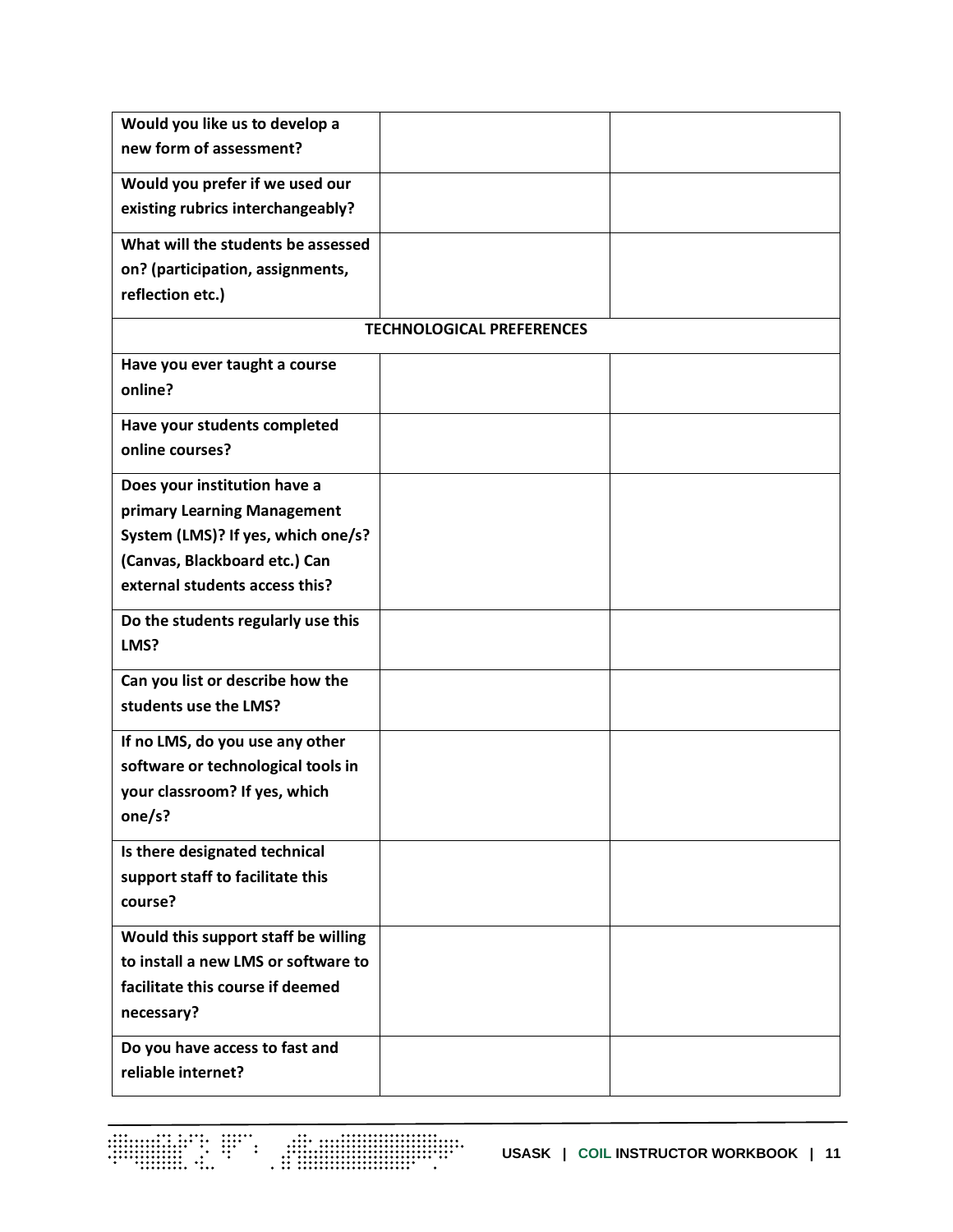| | | |
|---|---|---|
| **Would you like us to develop a new form of assessment?** | | |
| **Would you prefer if we used our existing rubrics interchangeably?** | | |
| **What will the students be assessed on? (participation, assignments, reflection etc.)** | | |
| **TECHNOLOGICAL PREFERENCES** | | |
| **Have you ever taught a course online?** | | |
| **Have your students completed online courses?** | | |
| **Does your institution have a primary Learning Management System (LMS)? If yes, which one/s? (Canvas, Blackboard etc.) Can external students access this?** | | |
| **Do the students regularly use this LMS?** | | |
| **Can you list or describe how the students use the LMS?** | | |
| **If no LMS, do you use any other software or technological tools in your classroom? If yes, which one/s?** | | |
| **Is there designated technical support staff to facilitate this course?** | | |
| **Would this support staff be willing to install a new LMS or software to facilitate this course if deemed necessary?** | | |
| **Do you have access to fast and reliable internet?** | | |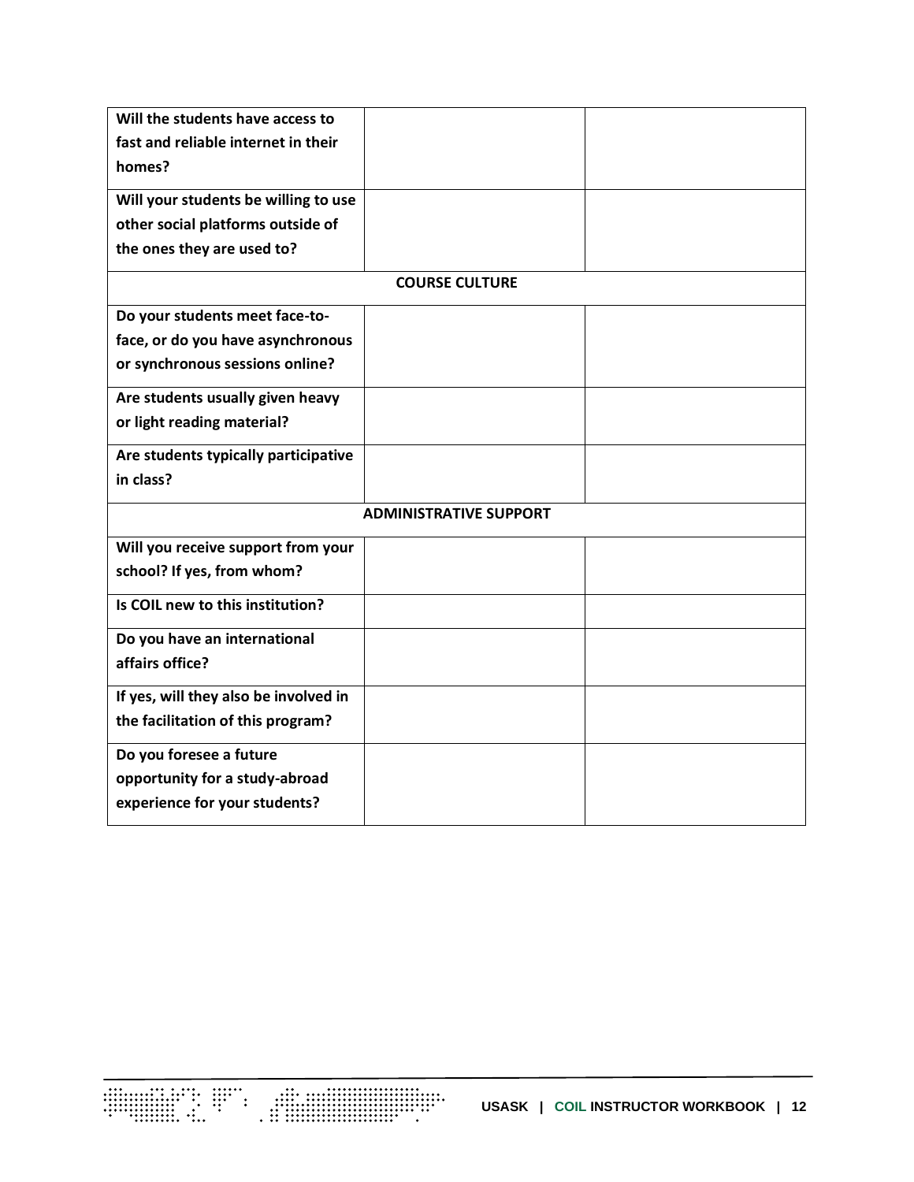| | | |
|---|---|---|
| **Will the students have access to fast and reliable internet in their homes?** | | |
| **Will your students be willing to use other social platforms outside of the ones they are used to?** | | |
| **COURSE CULTURE** | | |
| **Do your students meet face-to-face, or do you have asynchronous or synchronous sessions online?** | | |
| **Are students usually given heavy or light reading material?** | | |
| **Are students typically participative in class?** | | |
| **ADMINISTRATIVE SUPPORT** | | |
| **Will you receive support from your school? If yes, from whom?** | | |
| **Is COIL new to this institution?** | | |
| **Do you have an international affairs office?** | | |
| **If yes, will they also be involved in the facilitation of this program?** | | |
| **Do you foresee a future opportunity for a study-abroad experience for your students?** | | |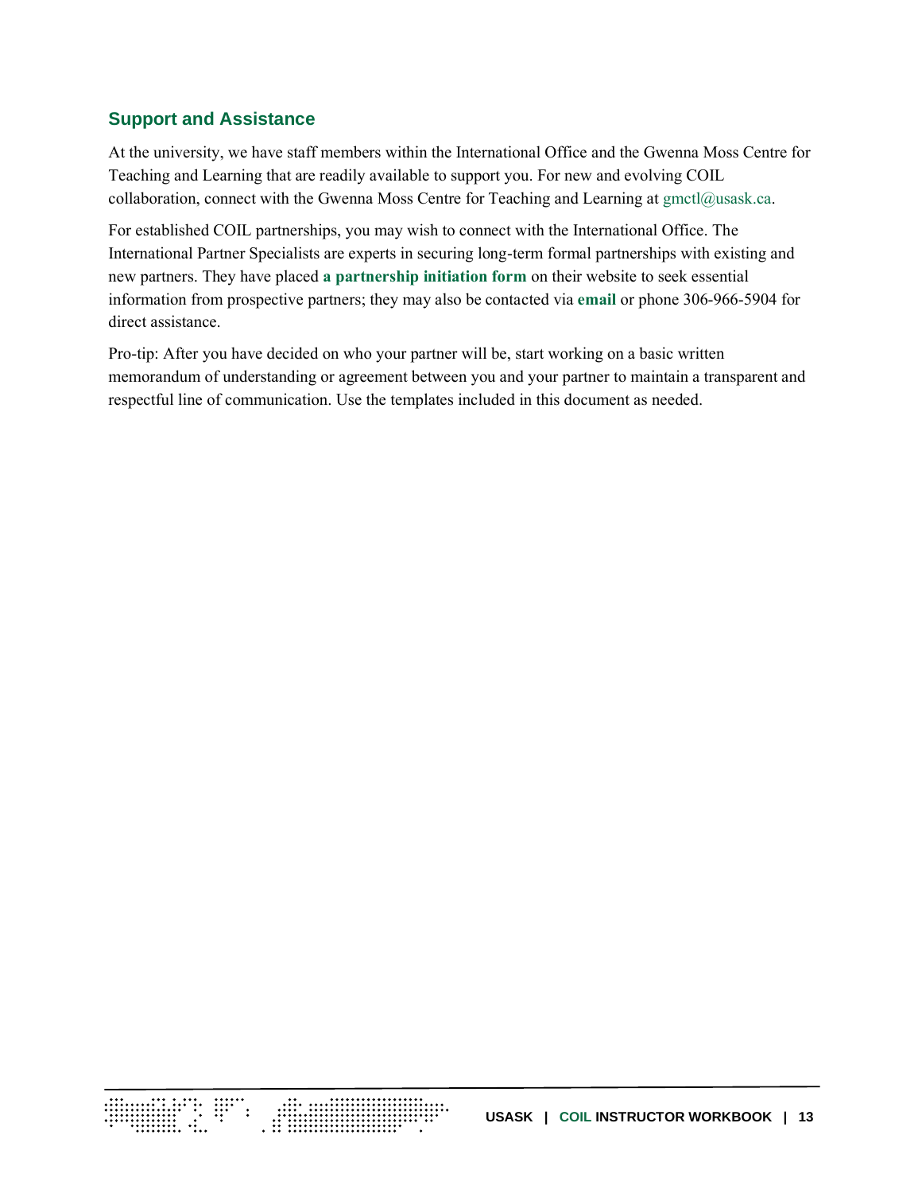## Support and Assistance

At the university, we have staff members within the International Office and the Gwenna Moss Centre for Teaching and Learning that are readily available to support you. For new and evolving COIL collaboration, connect with the Gwenna Moss Centre for Teaching and Learning at gmctl@usask.ca.

For established COIL partnerships, you may wish to connect with the International Office. The International Partner Specialists are experts in securing long-term formal partnerships with existing and new partners. They have placed **a partnership initiation form** on their website to seek essential information from prospective partners; they may also be contacted via **email** or phone 306-966-5904 for direct assistance.

Pro-tip: After you have decided on who your partner will be, start working on a basic written memorandum of understanding or agreement between you and your partner to maintain a transparent and respectful line of communication. Use the templates included in this document as needed.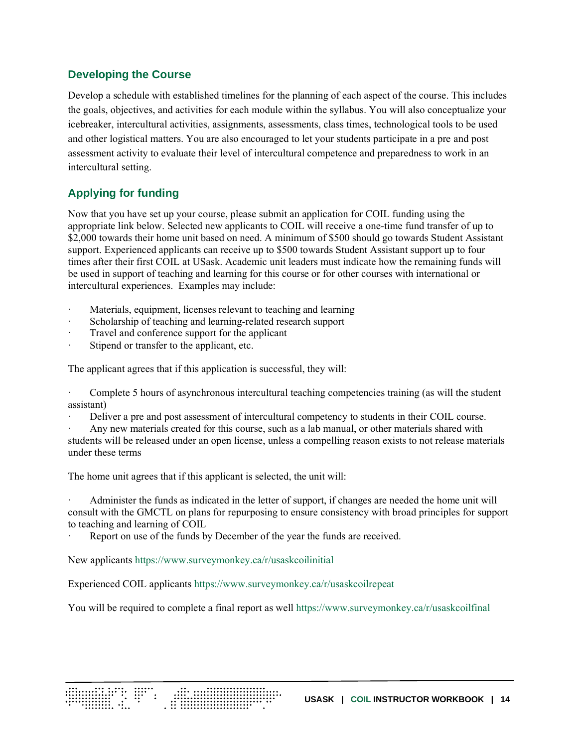## Developing the Course

Develop a schedule with established timelines for the planning of each aspect of the course. This includes the goals, objectives, and activities for each module within the syllabus. You will also conceptualize your icebreaker, intercultural activities, assignments, assessments, class times, technological tools to be used and other logistical matters. You are also encouraged to let your students participate in a pre and post assessment activity to evaluate their level of intercultural competence and preparedness to work in an intercultural setting.

## Applying for funding

Now that you have set up your course, please submit an application for COIL funding using the appropriate link below. Selected new applicants to COIL will receive a one-time fund transfer of up to $2,000 towards their home unit based on need. A minimum of $500 should go towards Student Assistant support. Experienced applicants can receive up to $500 towards Student Assistant support up to four times after their first COIL at USask. Academic unit leaders must indicate how the remaining funds will be used in support of teaching and learning for this course or for other courses with international or intercultural experiences. Examples may include:

- Materials, equipment, licenses relevant to teaching and learning
- Scholarship of teaching and learning-related research support
- Travel and conference support for the applicant
- Stipend or transfer to the applicant, etc.

The applicant agrees that if this application is successful, they will:

- Complete 5 hours of asynchronous intercultural teaching competencies training (as will the student assistant)
- Deliver a pre and post assessment of intercultural competency to students in their COIL course.
- Any new materials created for this course, such as a lab manual, or other materials shared with students will be released under an open license, unless a compelling reason exists to not release materials under these terms

The home unit agrees that if this applicant is selected, the unit will:

- Administer the funds as indicated in the letter of support, if changes are needed the home unit will consult with the GMCTL on plans for repurposing to ensure consistency with broad principles for support to teaching and learning of COIL
- Report on use of the funds by December of the year the funds are received.

New applicants https://www.surveymonkey.ca/r/usaskcoilinitial

Experienced COIL applicants https://www.surveymonkey.ca/r/usaskcoilrepeat

You will be required to complete a final report as well https://www.surveymonkey.ca/r/usaskcoilfinal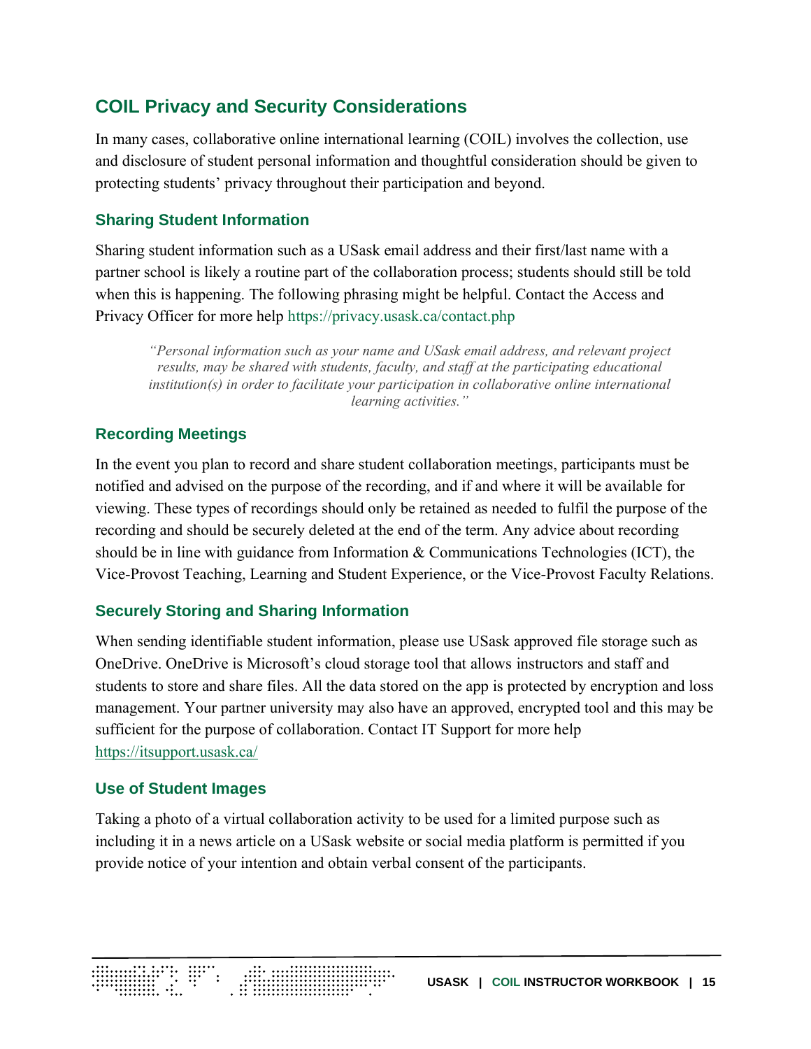## COIL Privacy and Security Considerations

In many cases, collaborative online international learning (COIL) involves the collection, use and disclosure of student personal information and thoughtful consideration should be given to protecting students' privacy throughout their participation and beyond.

### Sharing Student Information

Sharing student information such as a USask email address and their first/last name with a partner school is likely a routine part of the collaboration process; students should still be told when this is happening. The following phrasing might be helpful. Contact the Access and Privacy Officer for more help https://privacy.usask.ca/contact.php

> *"Personal information such as your name and USask email address, and relevant project results, may be shared with students, faculty, and staff at the participating educational institution(s) in order to facilitate your participation in collaborative online international learning activities."*

### Recording Meetings

In the event you plan to record and share student collaboration meetings, participants must be notified and advised on the purpose of the recording, and if and where it will be available for viewing. These types of recordings should only be retained as needed to fulfil the purpose of the recording and should be securely deleted at the end of the term. Any advice about recording should be in line with guidance from Information & Communications Technologies (ICT), the Vice-Provost Teaching, Learning and Student Experience, or the Vice-Provost Faculty Relations.

### Securely Storing and Sharing Information

When sending identifiable student information, please use USask approved file storage such as OneDrive. OneDrive is Microsoft's cloud storage tool that allows instructors and staff and students to store and share files. All the data stored on the app is protected by encryption and loss management. Your partner university may also have an approved, encrypted tool and this may be sufficient for the purpose of collaboration. Contact IT Support for more help https://itsupport.usask.ca/

### Use of Student Images

Taking a photo of a virtual collaboration activity to be used for a limited purpose such as including it in a news article on a USask website or social media platform is permitted if you provide notice of your intention and obtain verbal consent of the participants.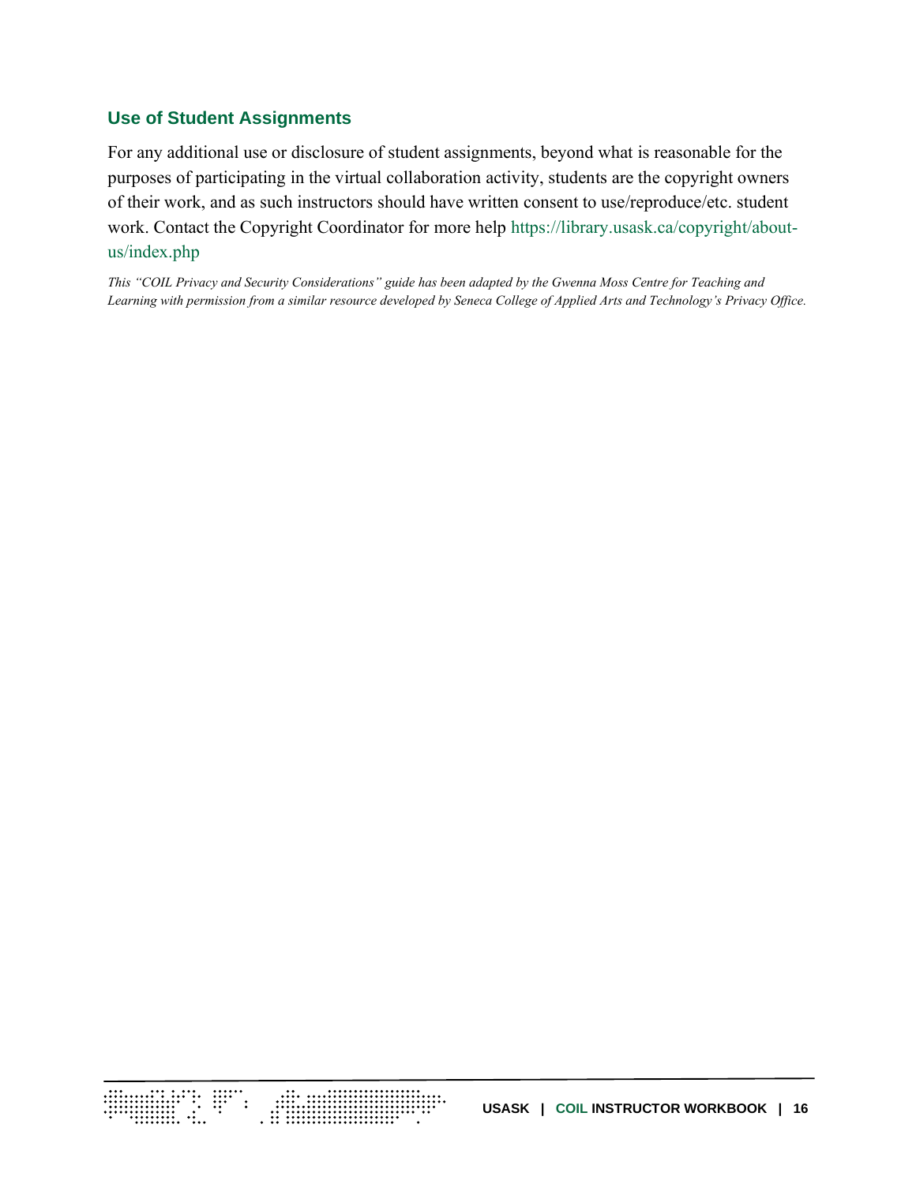### Use of Student Assignments

For any additional use or disclosure of student assignments, beyond what is reasonable for the purposes of participating in the virtual collaboration activity, students are the copyright owners of their work, and as such instructors should have written consent to use/reproduce/etc. student work. Contact the Copyright Coordinator for more help https://library.usask.ca/copyright/about-us/index.php

*This "COIL Privacy and Security Considerations" guide has been adapted by the Gwenna Moss Centre for Teaching and Learning with permission from a similar resource developed by Seneca College of Applied Arts and Technology's Privacy Office.*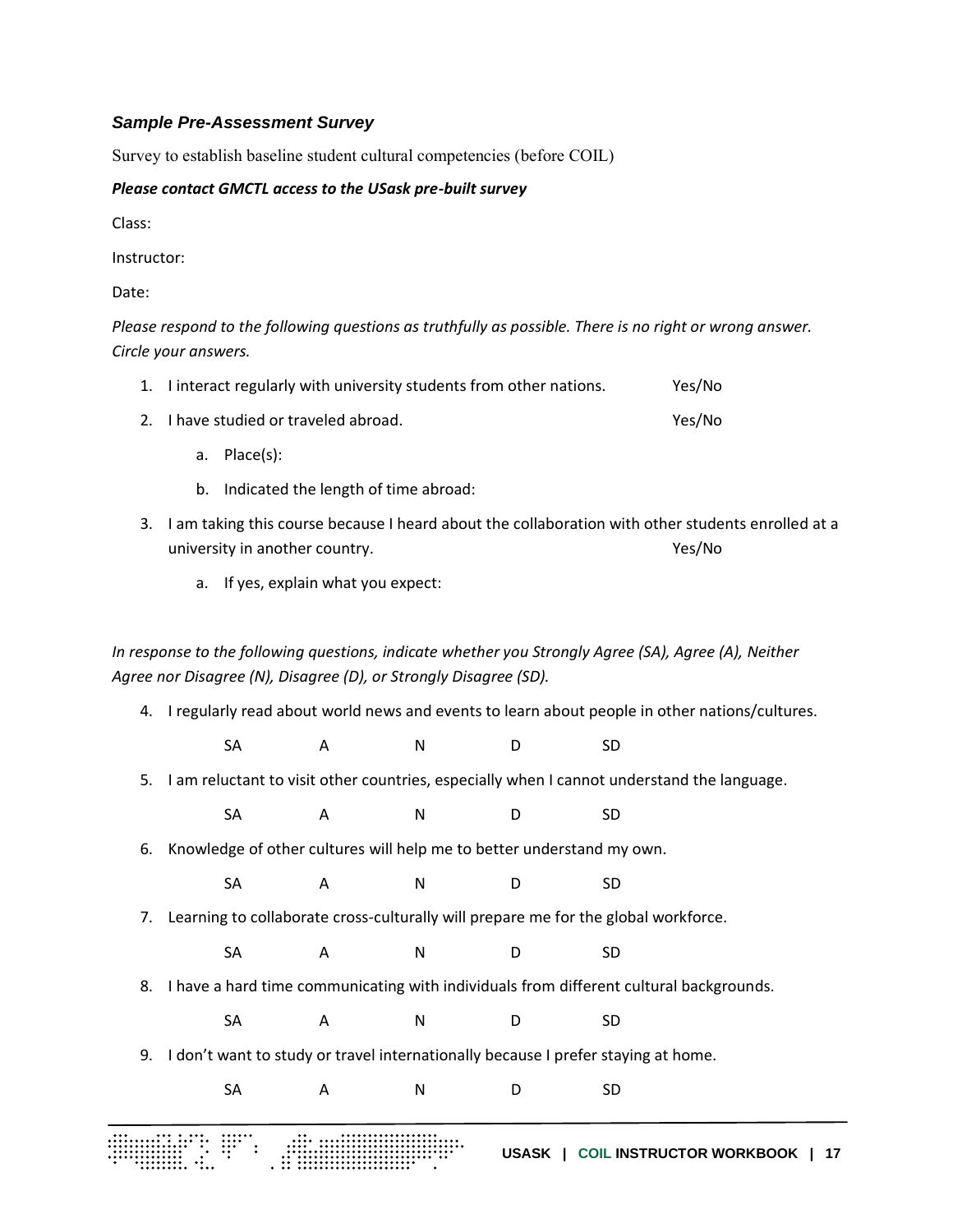### *Sample Pre-Assessment Survey*

Survey to establish baseline student cultural competencies (before COIL)

***Please contact GMCTL access to the USask pre-built survey***

Class:

Instructor:

Date:

*Please respond to the following questions as truthfully as possible. There is no right or wrong answer. Circle your answers.*

1. I interact regularly with university students from other nations. Yes/No
2. I have studied or traveled abroad. Yes/No
    a. Place(s):
    b. Indicated the length of time abroad:
3. I am taking this course because I heard about the collaboration with other students enrolled at a university in another country. Yes/No
    a. If yes, explain what you expect:

*In response to the following questions, indicate whether you Strongly Agree (SA), Agree (A), Neither Agree nor Disagree (N), Disagree (D), or Strongly Disagree (SD).*

4. I regularly read about world news and events to learn about people in other nations/cultures.

   SA A N D SD

5. I am reluctant to visit other countries, especially when I cannot understand the language.

   SA A N D SD

6. Knowledge of other cultures will help me to better understand my own.

   SA A N D SD

7. Learning to collaborate cross-culturally will prepare me for the global workforce.

   SA A N D SD

8. I have a hard time communicating with individuals from different cultural backgrounds.

   SA A N D SD

9. I don't want to study or travel internationally because I prefer staying at home.

   SA A N D SD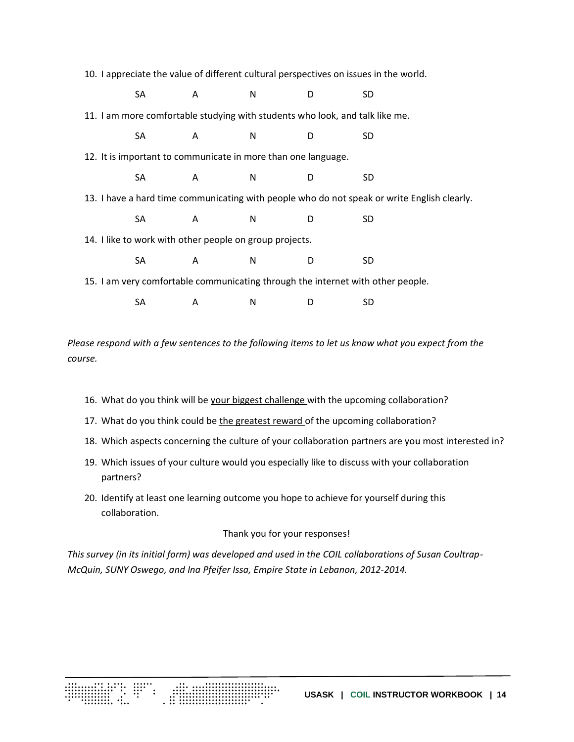10. I appreciate the value of different cultural perspectives on issues in the world.

    SA    A    N    D    SD

11. I am more comfortable studying with students who look, and talk like me.

    SA    A    N    D    SD

12. It is important to communicate in more than one language.

    SA    A    N    D    SD

13. I have a hard time communicating with people who do not speak or write English clearly.

    SA    A    N    D    SD

14. I like to work with other people on group projects.

    SA    A    N    D    SD

15. I am very comfortable communicating through the internet with other people.

    SA    A    N    D    SD

*Please respond with a few sentences to the following items to let us know what you expect from the course.*

16. What do you think will be <u>your biggest challenge</u> with the upcoming collaboration?
17. What do you think could be <u>the greatest reward</u> of the upcoming collaboration?
18. Which aspects concerning the culture of your collaboration partners are you most interested in?
19. Which issues of your culture would you especially like to discuss with your collaboration partners?
20. Identify at least one learning outcome you hope to achieve for yourself during this collaboration.

Thank you for your responses!

*This survey (in its initial form) was developed and used in the COIL collaborations of Susan Coultrap-McQuin, SUNY Oswego, and Ina Pfeifer Issa, Empire State in Lebanon, 2012-2014.*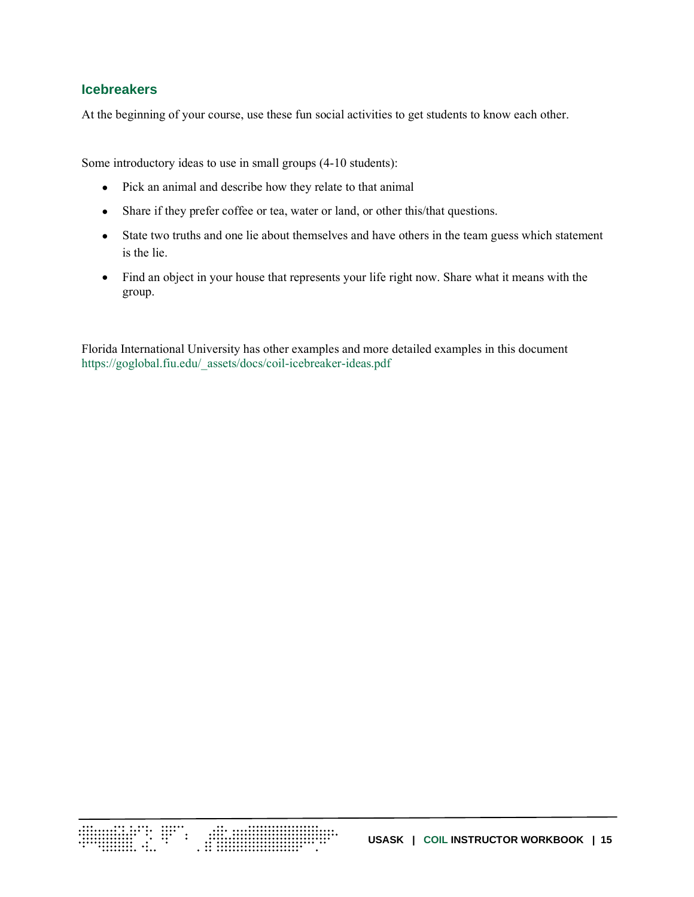## Icebreakers

At the beginning of your course, use these fun social activities to get students to know each other.

Some introductory ideas to use in small groups (4-10 students):

- Pick an animal and describe how they relate to that animal
- Share if they prefer coffee or tea, water or land, or other this/that questions.
- State two truths and one lie about themselves and have others in the team guess which statement is the lie.
- Find an object in your house that represents your life right now. Share what it means with the group.

Florida International University has other examples and more detailed examples in this document https://goglobal.fiu.edu/_assets/docs/coil-icebreaker-ideas.pdf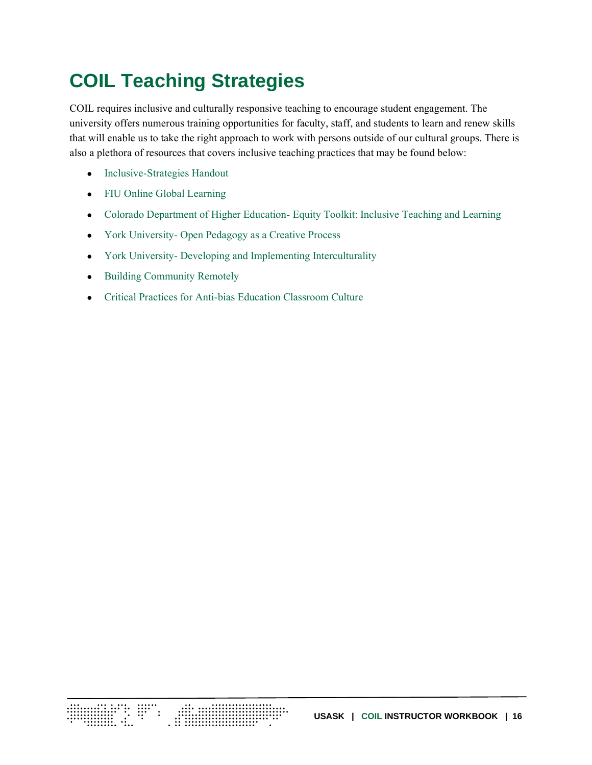# COIL Teaching Strategies

COIL requires inclusive and culturally responsive teaching to encourage student engagement. The university offers numerous training opportunities for faculty, staff, and students to learn and renew skills that will enable us to take the right approach to work with persons outside of our cultural groups. There is also a plethora of resources that covers inclusive teaching practices that may be found below:

- Inclusive-Strategies Handout
- FIU Online Global Learning
- Colorado Department of Higher Education- Equity Toolkit: Inclusive Teaching and Learning
- York University- Open Pedagogy as a Creative Process
- York University- Developing and Implementing Interculturality
- Building Community Remotely
- Critical Practices for Anti-bias Education Classroom Culture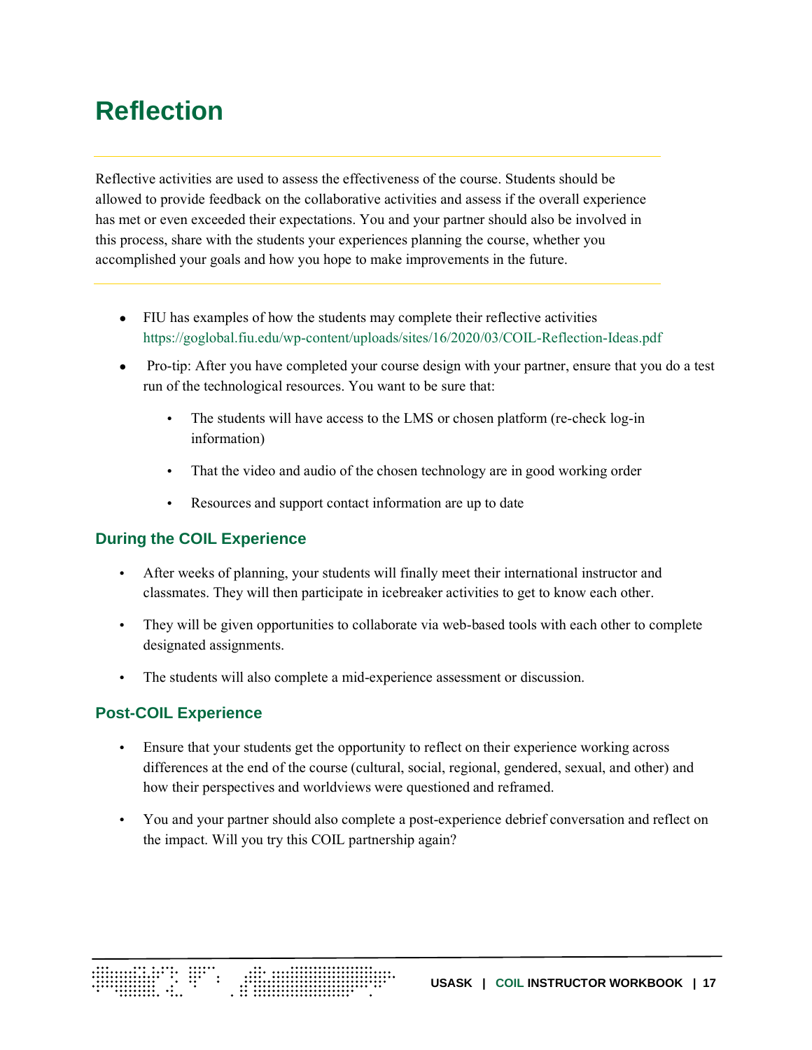# Reflection

Reflective activities are used to assess the effectiveness of the course. Students should be allowed to provide feedback on the collaborative activities and assess if the overall experience has met or even exceeded their expectations. You and your partner should also be involved in this process, share with the students your experiences planning the course, whether you accomplished your goals and how you hope to make improvements in the future.

- FIU has examples of how the students may complete their reflective activities https://goglobal.fiu.edu/wp-content/uploads/sites/16/2020/03/COIL-Reflection-Ideas.pdf
- Pro-tip: After you have completed your course design with your partner, ensure that you do a test run of the technological resources. You want to be sure that:
    - The students will have access to the LMS or chosen platform (re-check log-in information)
    - That the video and audio of the chosen technology are in good working order
    - Resources and support contact information are up to date

## During the COIL Experience

- After weeks of planning, your students will finally meet their international instructor and classmates. They will then participate in icebreaker activities to get to know each other.
- They will be given opportunities to collaborate via web-based tools with each other to complete designated assignments.
- The students will also complete a mid-experience assessment or discussion.

## Post-COIL Experience

- Ensure that your students get the opportunity to reflect on their experience working across differences at the end of the course (cultural, social, regional, gendered, sexual, and other) and how their perspectives and worldviews were questioned and reframed.
- You and your partner should also complete a post-experience debrief conversation and reflect on the impact. Will you try this COIL partnership again?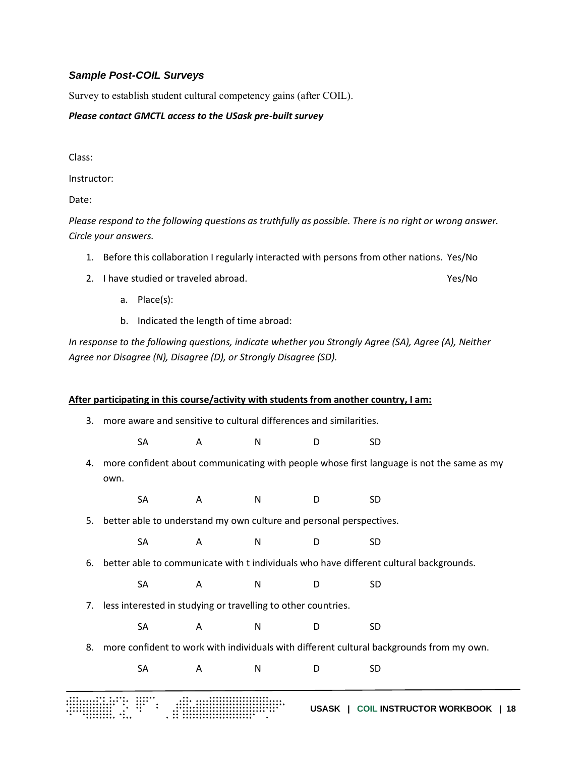### *Sample Post-COIL Surveys*

Survey to establish student cultural competency gains (after COIL).

***Please contact GMCTL access to the USask pre-built survey***

Class:

Instructor:

Date:

*Please respond to the following questions as truthfully as possible. There is no right or wrong answer. Circle your answers.*

1. Before this collaboration I regularly interacted with persons from other nations. Yes/No
2. I have studied or traveled abroad. Yes/No
   a. Place(s):
   b. Indicated the length of time abroad:

*In response to the following questions, indicate whether you Strongly Agree (SA), Agree (A), Neither Agree nor Disagree (N), Disagree (D), or Strongly Disagree (SD).*

**After participating in this course/activity with students from another country, I am:**

3. more aware and sensitive to cultural differences and similarities.

   SA A N D SD

4. more confident about communicating with people whose first language is not the same as my own.

   SA A N D SD

5. better able to understand my own culture and personal perspectives.

   SA A N D SD

6. better able to communicate with t individuals who have different cultural backgrounds.

   SA A N D SD

7. less interested in studying or travelling to other countries.

   SA A N D SD

8. more confident to work with individuals with different cultural backgrounds from my own.

   SA A N D SD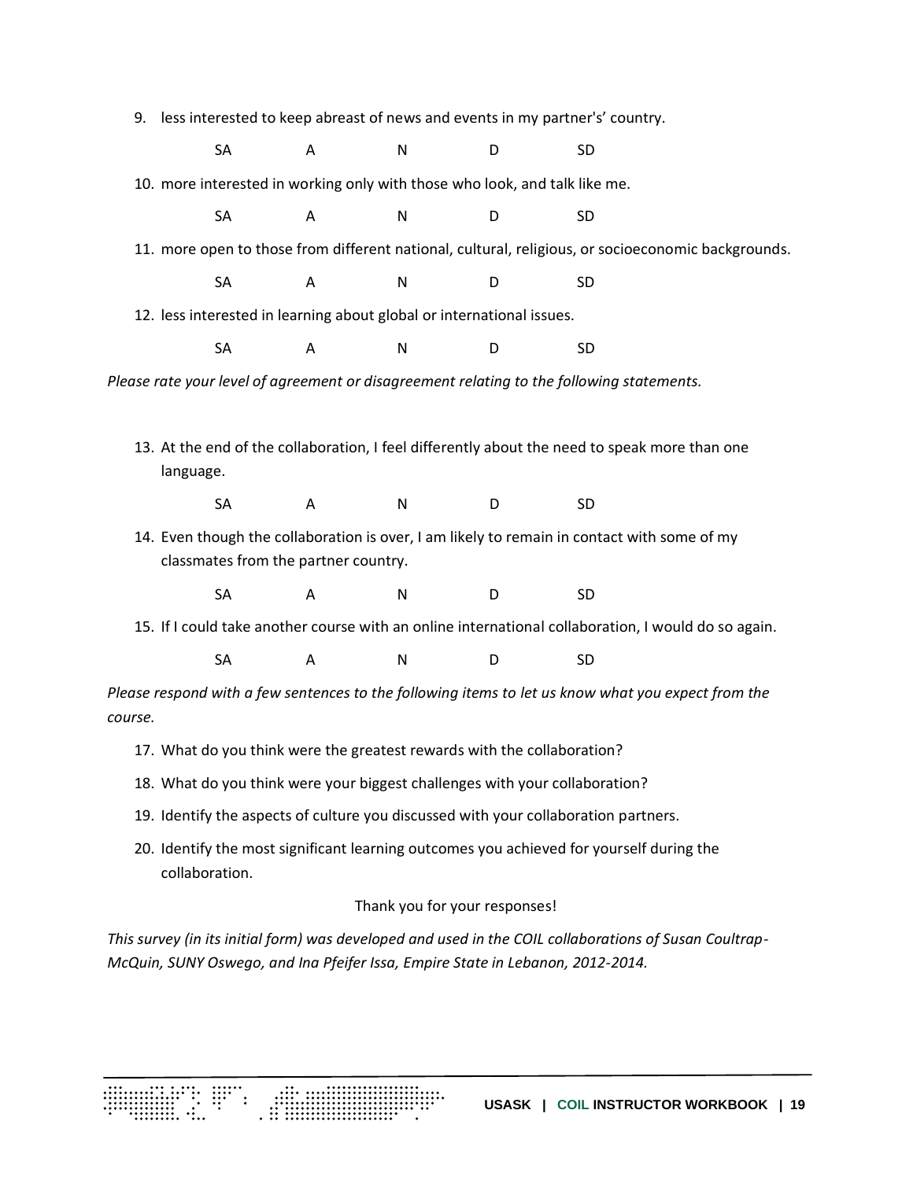9. less interested to keep abreast of news and events in my partner's' country.

   SA A N D SD

10. more interested in working only with those who look, and talk like me.

    SA A N D SD

11. more open to those from different national, cultural, religious, or socioeconomic backgrounds.

    SA A N D SD

12. less interested in learning about global or international issues.

    SA A N D SD

*Please rate your level of agreement or disagreement relating to the following statements.*

13. At the end of the collaboration, I feel differently about the need to speak more than one language.

    SA A N D SD

14. Even though the collaboration is over, I am likely to remain in contact with some of my classmates from the partner country.

    SA A N D SD

15. If I could take another course with an online international collaboration, I would do so again.

    SA A N D SD

*Please respond with a few sentences to the following items to let us know what you expect from the course.*

17. What do you think were the greatest rewards with the collaboration?
18. What do you think were your biggest challenges with your collaboration?
19. Identify the aspects of culture you discussed with your collaboration partners.
20. Identify the most significant learning outcomes you achieved for yourself during the collaboration.

Thank you for your responses!

*This survey (in its initial form) was developed and used in the COIL collaborations of Susan Coultrap-McQuin, SUNY Oswego, and Ina Pfeifer Issa, Empire State in Lebanon, 2012-2014.*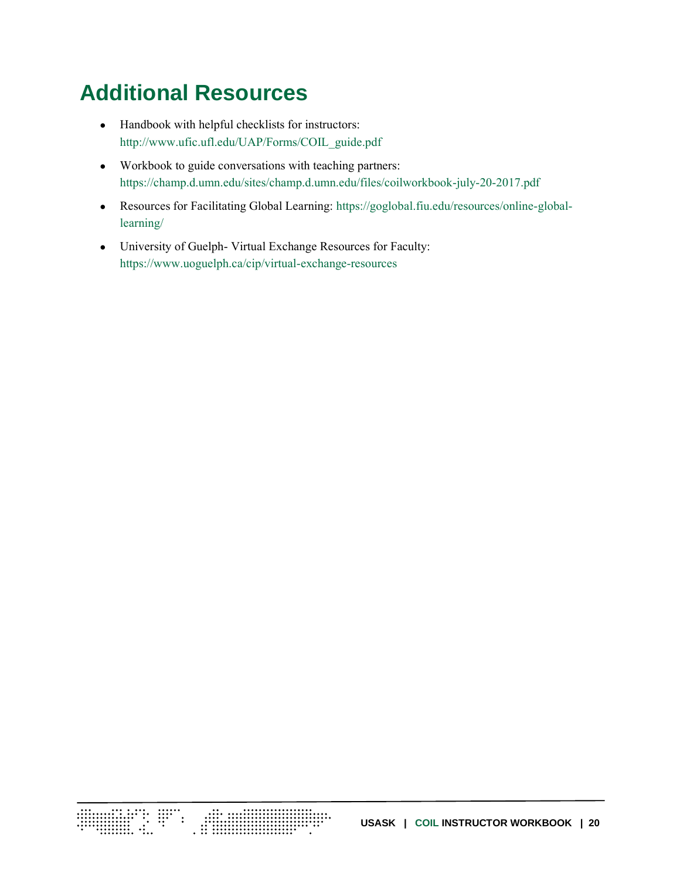# Additional Resources

- Handbook with helpful checklists for instructors: http://www.ufic.ufl.edu/UAP/Forms/COIL_guide.pdf
- Workbook to guide conversations with teaching partners: https://champ.d.umn.edu/sites/champ.d.umn.edu/files/coilworkbook-july-20-2017.pdf
- Resources for Facilitating Global Learning: https://goglobal.fiu.edu/resources/online-global-learning/
- University of Guelph- Virtual Exchange Resources for Faculty: https://www.uoguelph.ca/cip/virtual-exchange-resources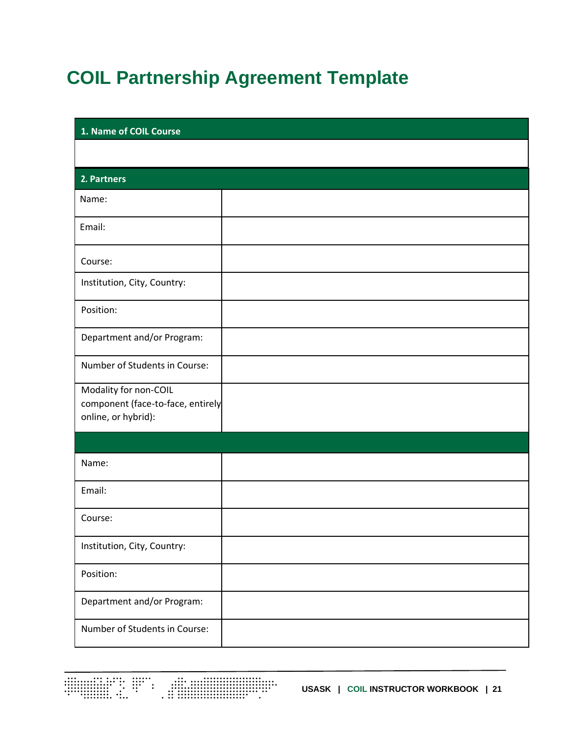# COIL Partnership Agreement Template

| 1. Name of COIL Course | |
|---|---|
| | |
| **2. Partners** | |
| Name: | |
| Email: | |
| Course: | |
| Institution, City, Country: | |
| Position: | |
| Department and/or Program: | |
| Number of Students in Course: | |
| Modality for non-COIL component (face-to-face, entirely online, or hybrid): | |
| | |
| Name: | |
| Email: | |
| Course: | |
| Institution, City, Country: | |
| Position: | |
| Department and/or Program: | |
| Number of Students in Course: | |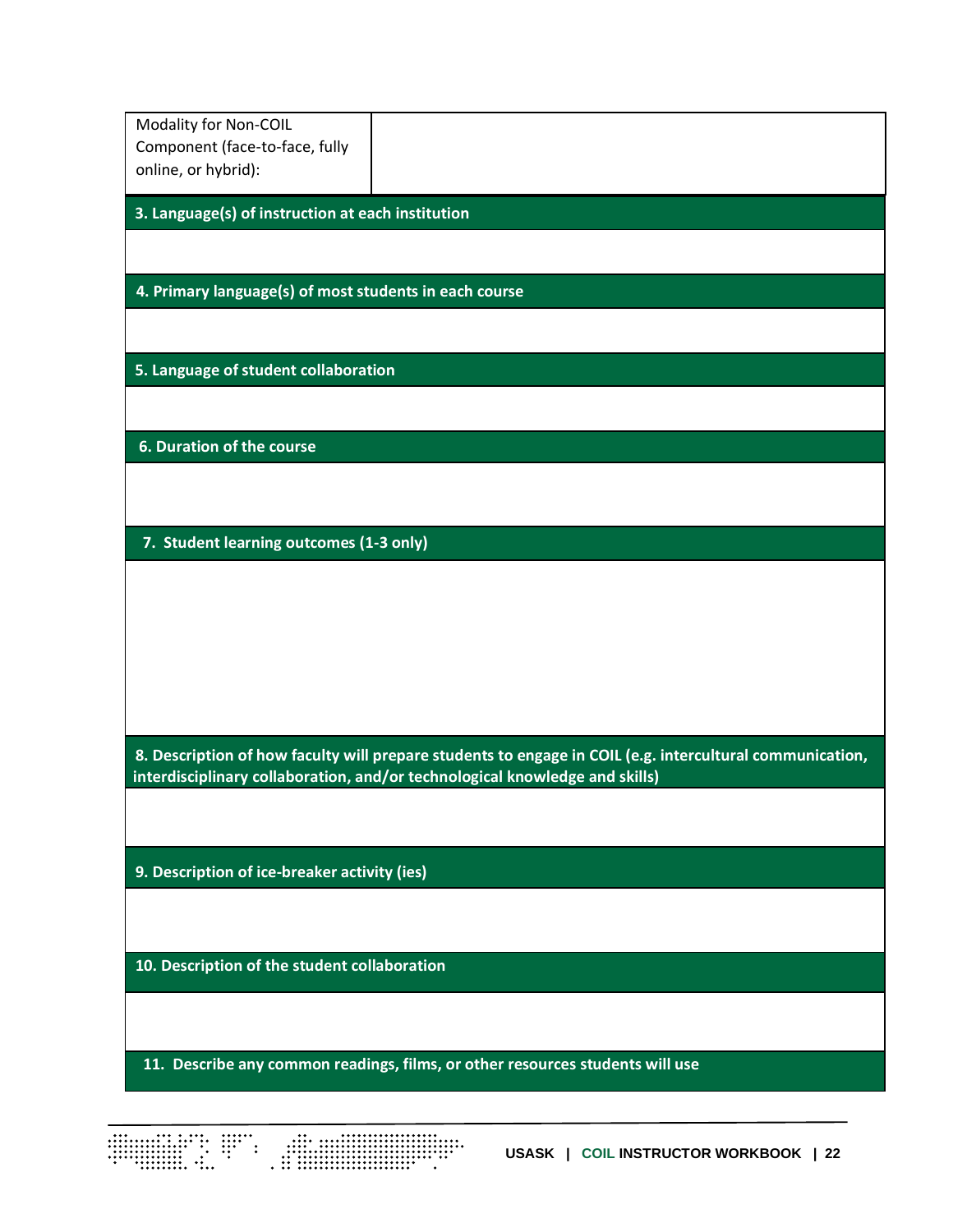| Modality for Non-COIL Component (face-to-face, fully online, or hybrid): | |
|---|---|

| 3. Language(s) of instruction at each institution |
|---|
| |

| 4. Primary language(s) of most students in each course |
|---|
| |

| 5. Language of student collaboration |
|---|
| |

| 6. Duration of the course |
|---|
| |

| 7. Student learning outcomes (1-3 only) |
|---|
| |

| 8. Description of how faculty will prepare students to engage in COIL (e.g. intercultural communication, interdisciplinary collaboration, and/or technological knowledge and skills) |
|---|
| |

| 9. Description of ice-breaker activity (ies) |
|---|
| |

| 10. Description of the student collaboration |
|---|
| |

| 11. Describe any common readings, films, or other resources students will use |
|---|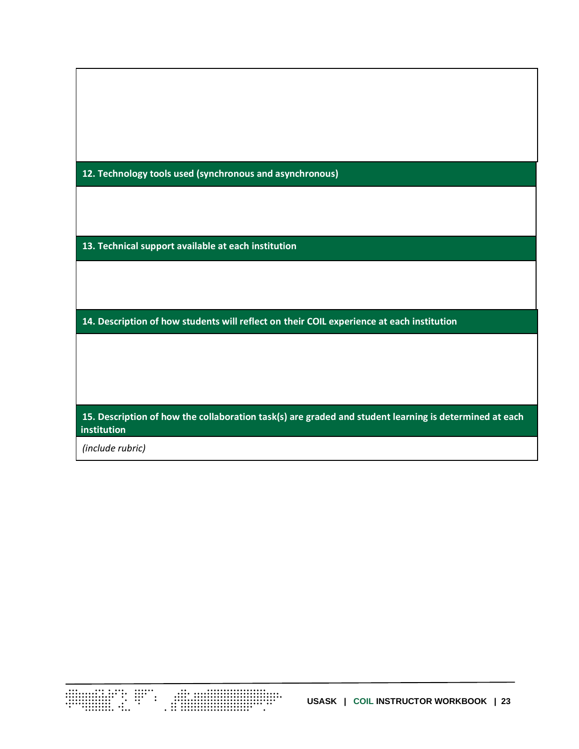| 12. Technology tools used (synchronous and asynchronous) |
|---|
| |

| 13. Technical support available at each institution |
|---|
| |

| 14. Description of how students will reflect on their COIL experience at each institution |
|---|
| |

| 15. Description of how the collaboration task(s) are graded and student learning is determined at each institution |
|---|
| *(include rubric)* |